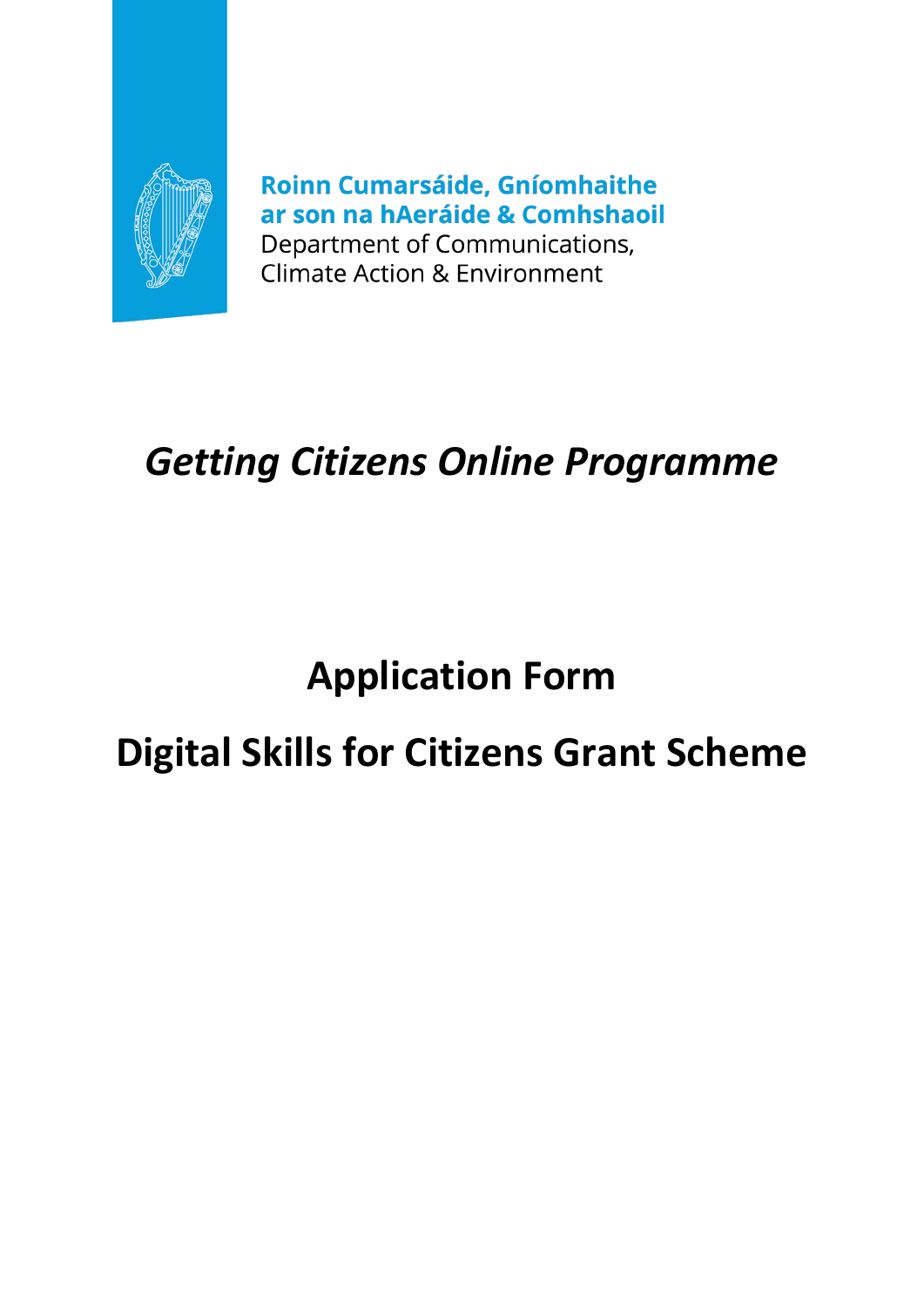Roinn Cumarsáide, Gníomhaithe ar son na hAeráide & Comhshaoil
Department of Communications, Climate Action & Environment

# *Getting Citizens Online Programme*

# Application Form

# Digital Skills for Citizens Grant Scheme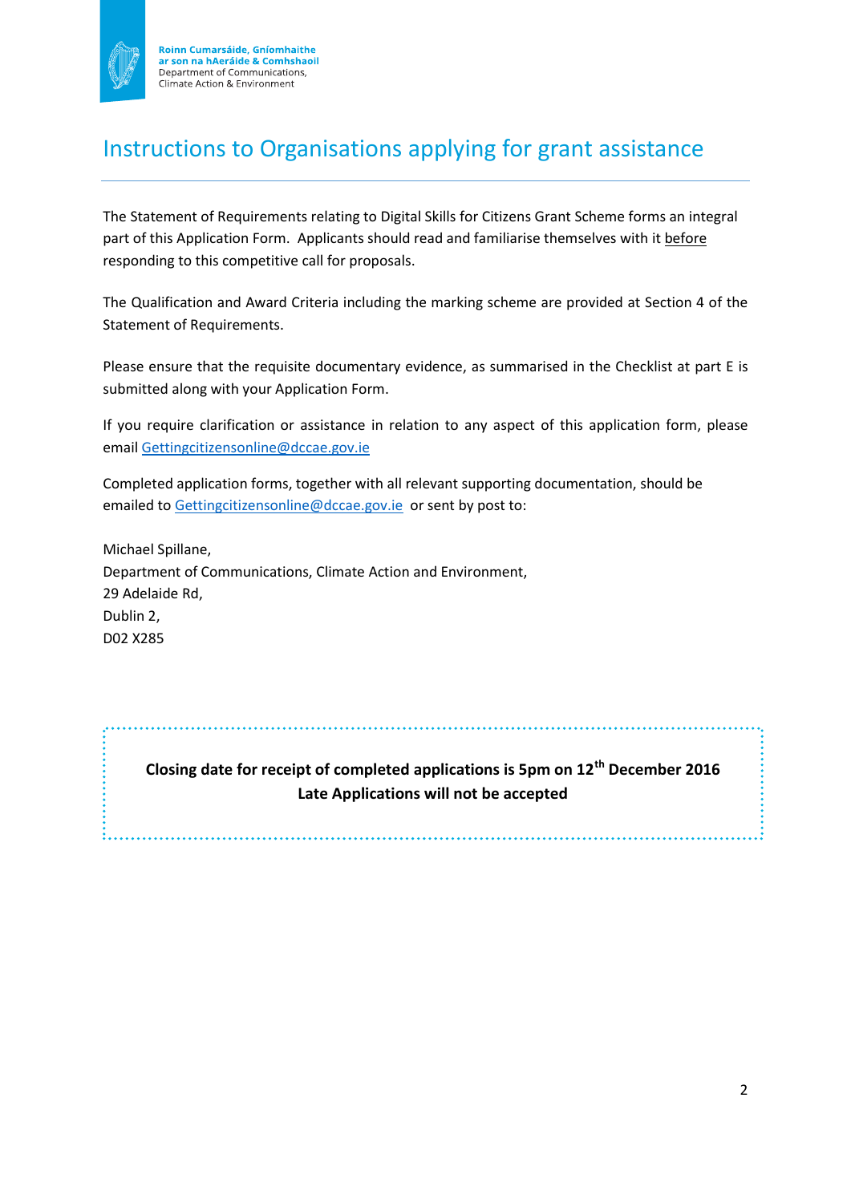# Instructions to Organisations applying for grant assistance

The Statement of Requirements relating to Digital Skills for Citizens Grant Scheme forms an integral part of this Application Form. Applicants should read and familiarise themselves with it before responding to this competitive call for proposals.

The Qualification and Award Criteria including the marking scheme are provided at Section 4 of the Statement of Requirements.

Please ensure that the requisite documentary evidence, as summarised in the Checklist at part E is submitted along with your Application Form.

If you require clarification or assistance in relation to any aspect of this application form, please email Gettingcitizensonline@dccae.gov.ie

Completed application forms, together with all relevant supporting documentation, should be emailed to Gettingcitizensonline@dccae.gov.ie or sent by post to:

Michael Spillane,
Department of Communications, Climate Action and Environment,
29 Adelaide Rd,
Dublin 2,
D02 X285

**Closing date for receipt of completed applications is 5pm on 12th December 2016**
**Late Applications will not be accepted**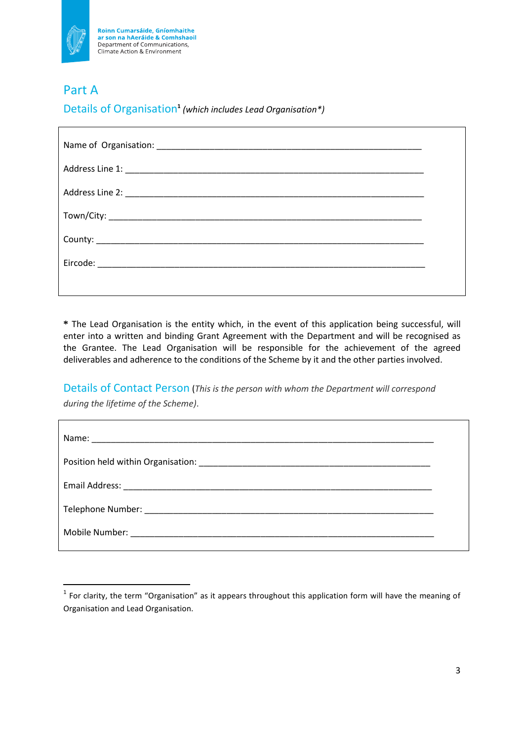Roinn Cumarsáide, Gníomhaithe ar son na hAeráide & Comhshaoil
Department of Communications, Climate Action & Environment

# Part A

## Details of Organisation[1] *(which includes Lead Organisation*)*

Name of Organisation: ________________________________________________________

Address Line 1: ____________________________________________________________

Address Line 2: ____________________________________________________________

Town/City: ________________________________________________________________

County: __________________________________________________________________

Eircode: _________________________________________________________________

**\*** The Lead Organisation is the entity which, in the event of this application being successful, will enter into a written and binding Grant Agreement with the Department and will be recognised as the Grantee. The Lead Organisation will be responsible for the achievement of the agreed deliverables and adherence to the conditions of the Scheme by it and the other parties involved.

## Details of Contact Person (*This is the person with whom the Department will correspond during the lifetime of the Scheme).*

Name: ___________________________________________________________________

Position held within Organisation: ______________________________________________

Email Address: ____________________________________________________________

Telephone Number: _________________________________________________________

Mobile Number: ___________________________________________________________

---

[1] For clarity, the term "Organisation" as it appears throughout this application form will have the meaning of Organisation and Lead Organisation.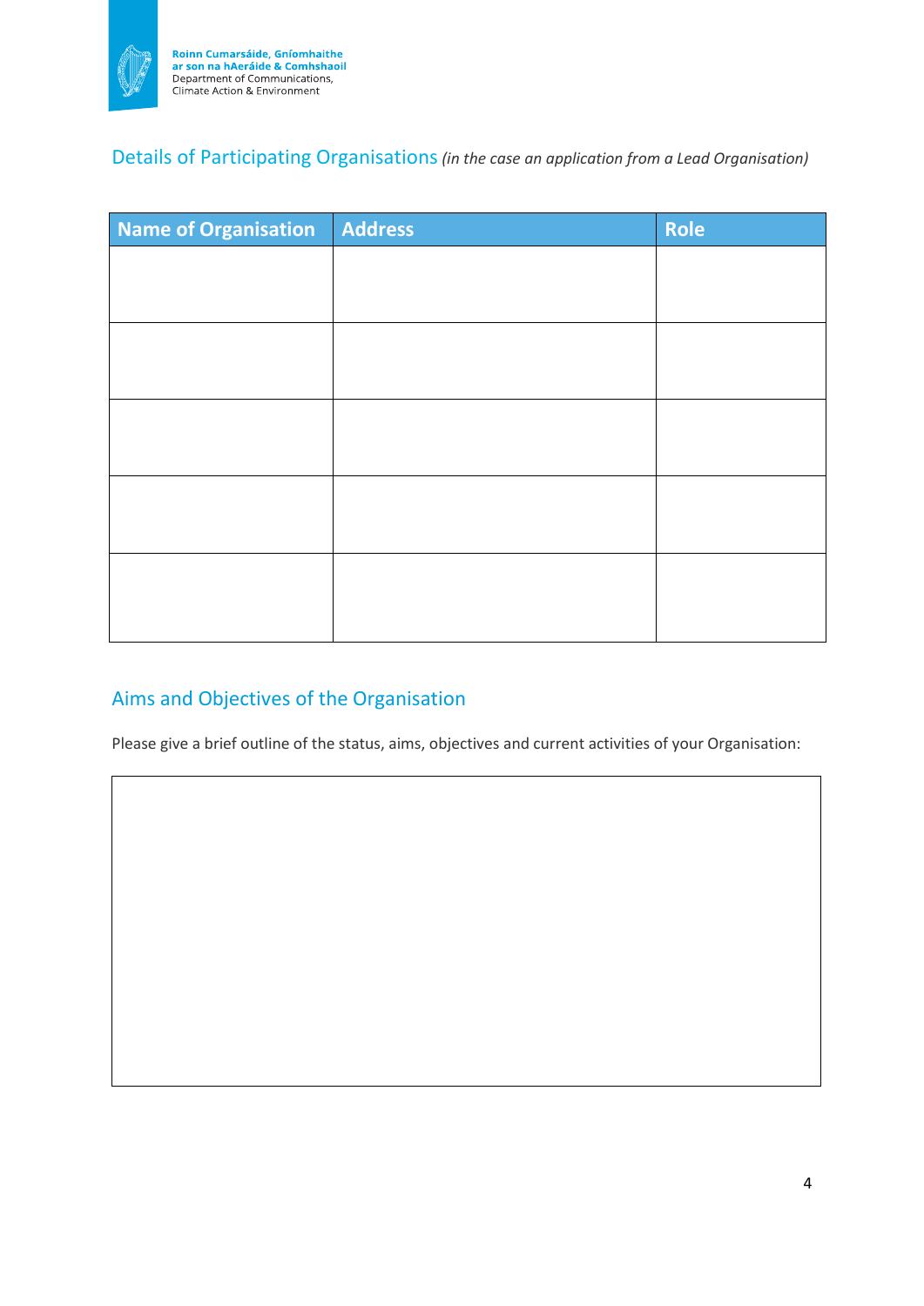## Details of Participating Organisations *(in the case an application from a Lead Organisation)*

| Name of Organisation | Address | Role |
|---|---|---|
| | | |
| | | |
| | | |
| | | |
| | | |

## Aims and Objectives of the Organisation

Please give a brief outline of the status, aims, objectives and current activities of your Organisation:

| |
|---|
| |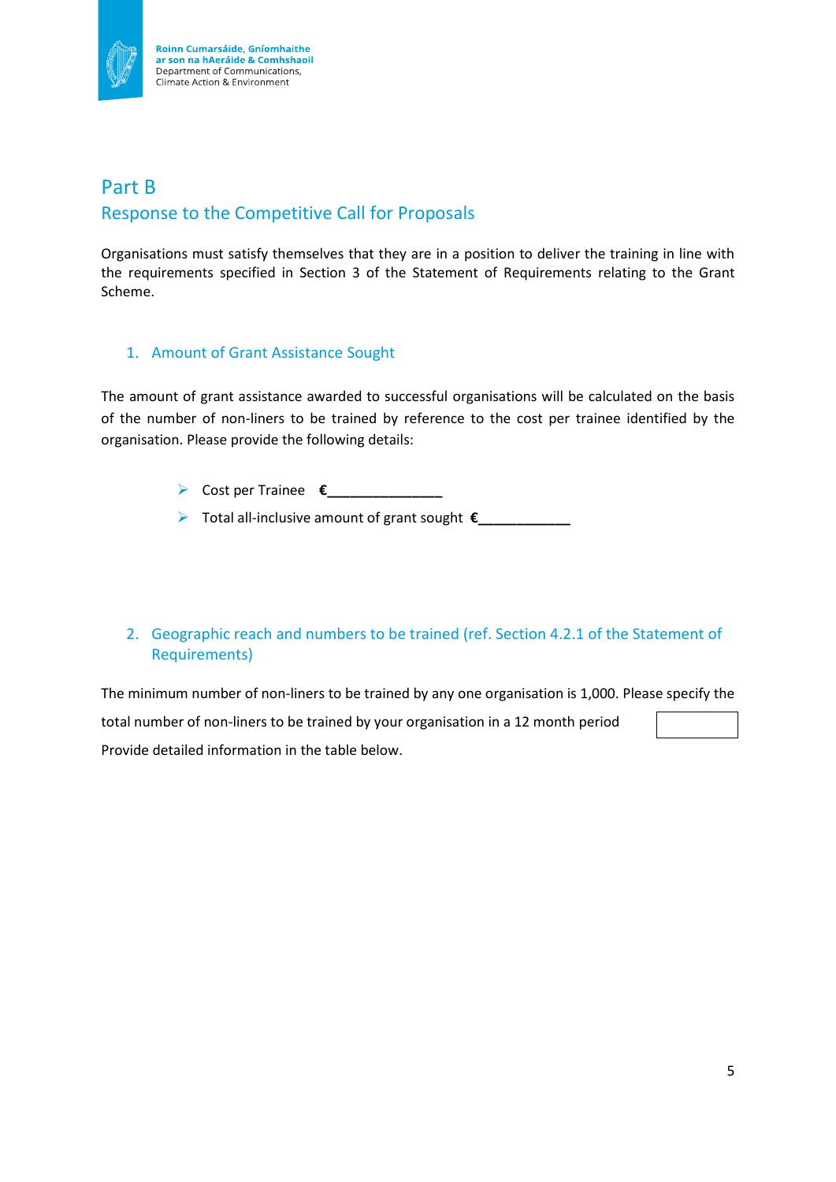# Part B

## Response to the Competitive Call for Proposals

Organisations must satisfy themselves that they are in a position to deliver the training in line with the requirements specified in Section 3 of the Statement of Requirements relating to the Grant Scheme.

### 1. Amount of Grant Assistance Sought

The amount of grant assistance awarded to successful organisations will be calculated on the basis of the number of non-liners to be trained by reference to the cost per trainee identified by the organisation. Please provide the following details:

- Cost per Trainee **€\_\_\_\_\_\_\_\_\_\_\_\_\_\_\_**
- Total all-inclusive amount of grant sought **€\_\_\_\_\_\_\_\_\_\_\_\_**

### 2. Geographic reach and numbers to be trained (ref. Section 4.2.1 of the Statement of Requirements)

The minimum number of non-liners to be trained by any one organisation is 1,000. Please specify the total number of non-liners to be trained by your organisation in a 12 month period

| |
|---|
| |

Provide detailed information in the table below.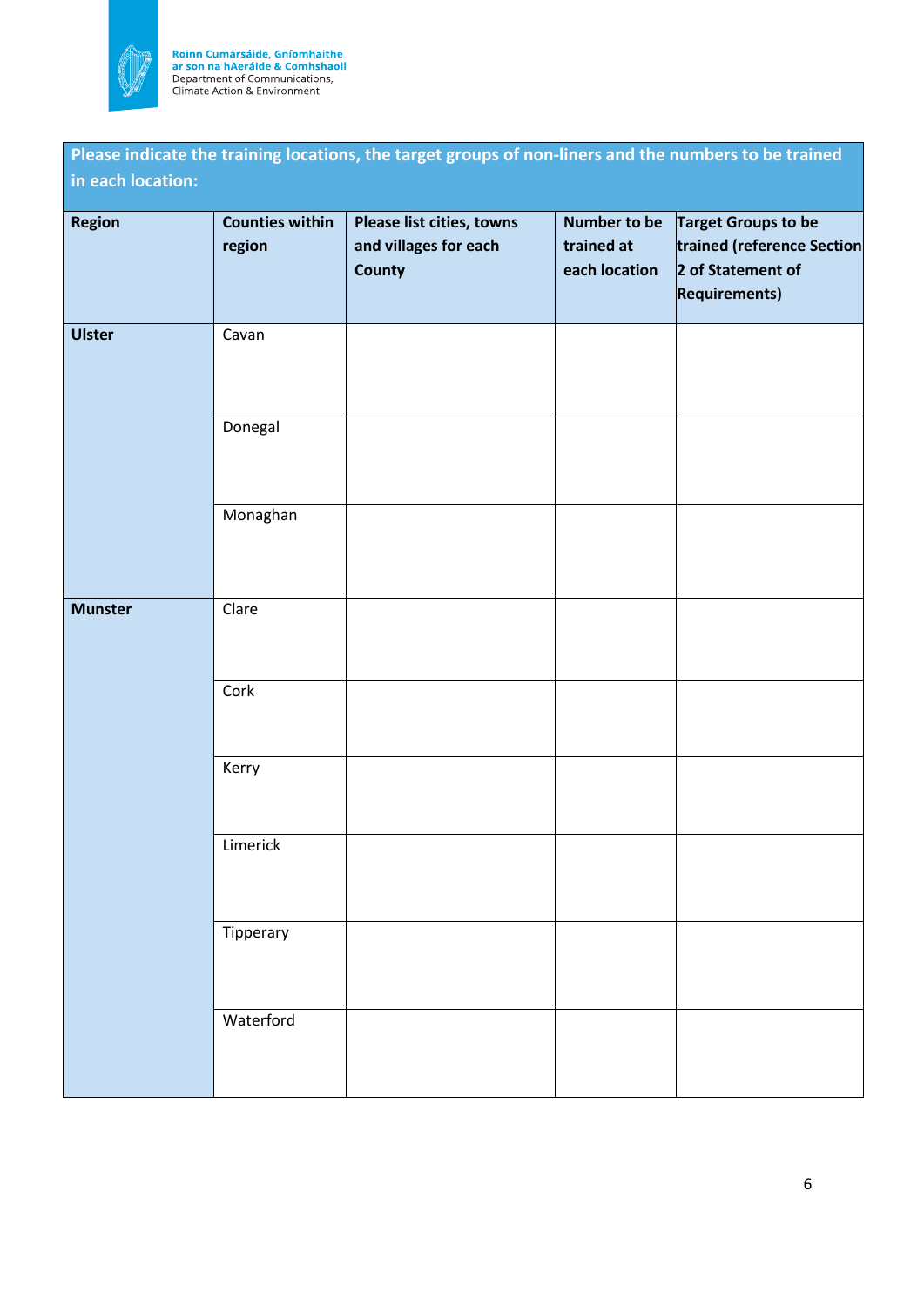| Please indicate the training locations, the target groups of non-liners and the numbers to be trained in each location: | | | | |
|---|---|---|---|---|
| **Region** | **Counties within region** | **Please list cities, towns and villages for each County** | **Number to be trained at each location** | **Target Groups to be trained (reference Section 2 of Statement of Requirements)** |
| **Ulster** | Cavan | | | |
| | Donegal | | | |
| | Monaghan | | | |
| **Munster** | Clare | | | |
| | Cork | | | |
| | Kerry | | | |
| | Limerick | | | |
| | Tipperary | | | |
| | Waterford | | | |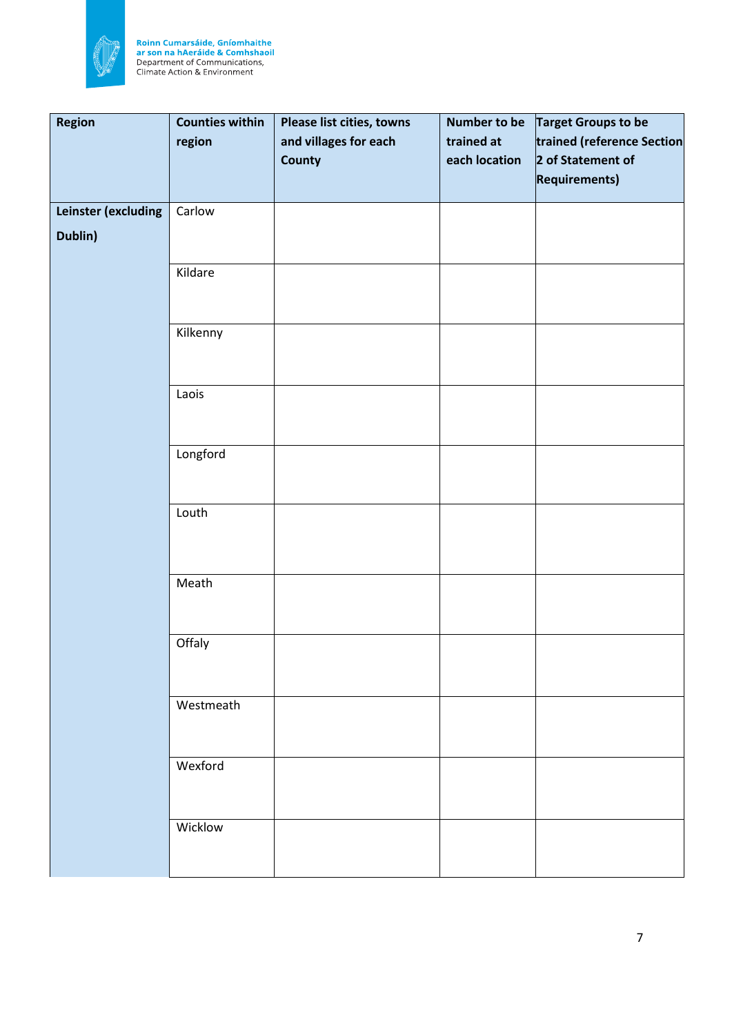| Region | Counties within region | Please list cities, towns and villages for each County | Number to be trained at each location | Target Groups to be trained (reference Section 2 of Statement of Requirements) |
|---|---|---|---|---|
| **Leinster (excluding Dublin)** | Carlow | | | |
| | Kildare | | | |
| | Kilkenny | | | |
| | Laois | | | |
| | Longford | | | |
| | Louth | | | |
| | Meath | | | |
| | Offaly | | | |
| | Westmeath | | | |
| | Wexford | | | |
| | Wicklow | | | |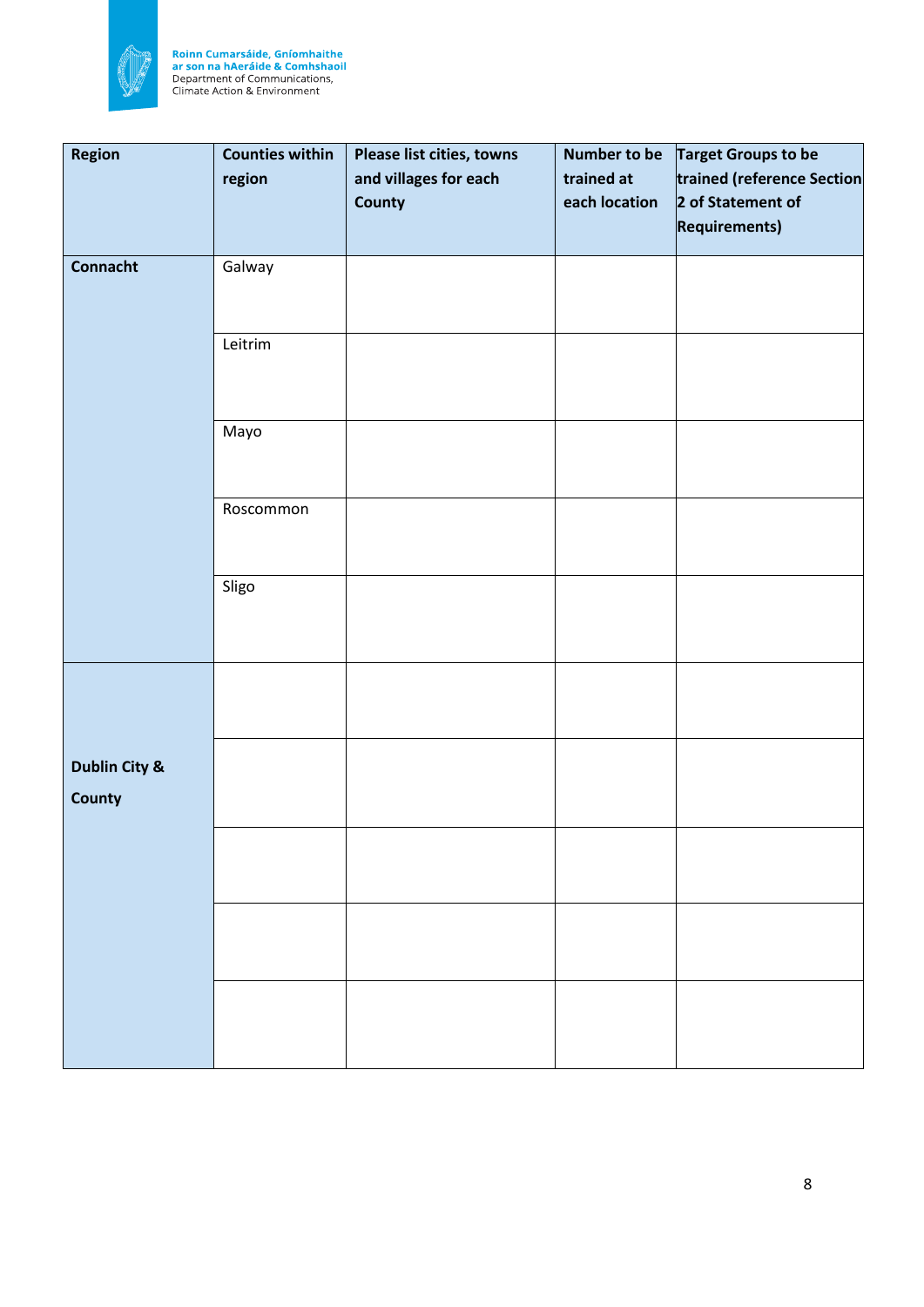| Region | Counties within region | Please list cities, towns and villages for each County | Number to be trained at each location | Target Groups to be trained (reference Section 2 of Statement of Requirements) |
|---|---|---|---|---|
| **Connacht** | Galway | | | |
| | Leitrim | | | |
| | Mayo | | | |
| | Roscommon | | | |
| | Sligo | | | |
| **Dublin City & County** | | | | |
| | | | | |
| | | | | |
| | | | | |
| | | | | |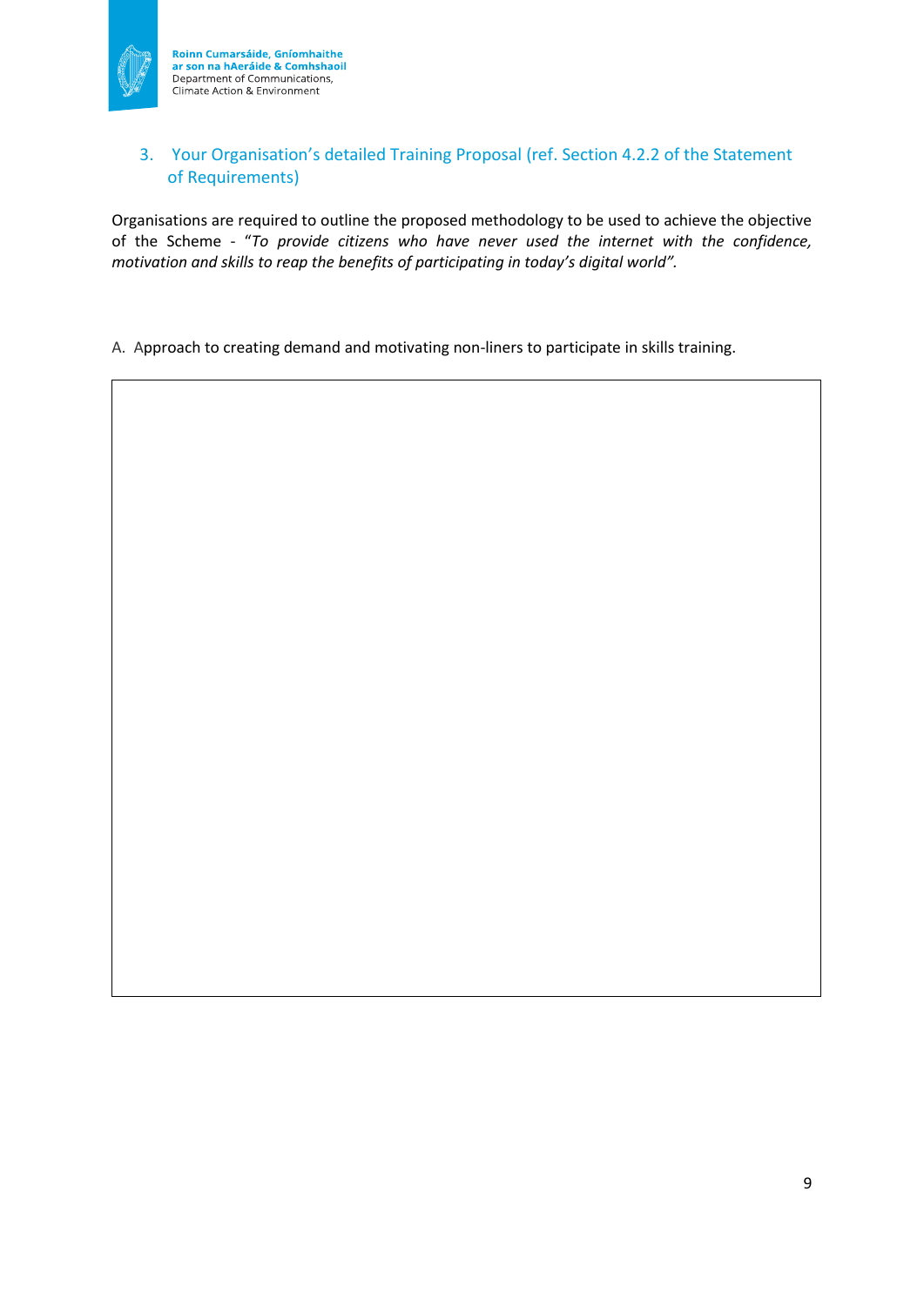## 3. Your Organisation's detailed Training Proposal (ref. Section 4.2.2 of the Statement of Requirements)

Organisations are required to outline the proposed methodology to be used to achieve the objective of the Scheme - "*To provide citizens who have never used the internet with the confidence, motivation and skills to reap the benefits of participating in today's digital world*".

A. Approach to creating demand and motivating non-liners to participate in skills training.

| |
|---|
| |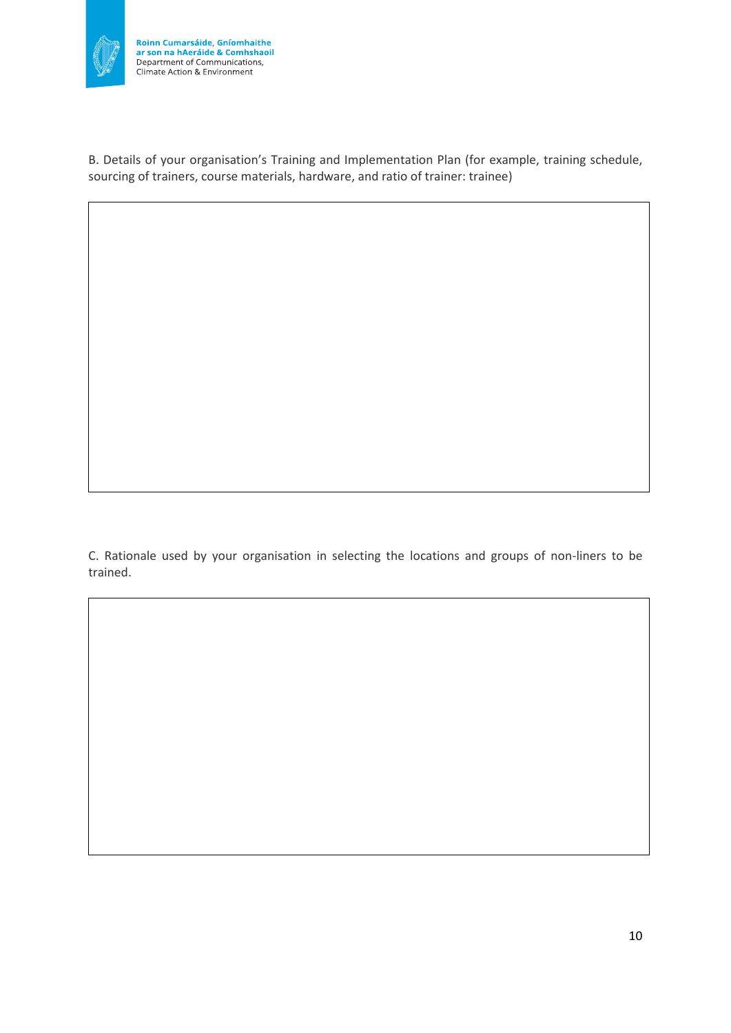B. Details of your organisation's Training and Implementation Plan (for example, training schedule, sourcing of trainers, course materials, hardware, and ratio of trainer: trainee)

C. Rationale used by your organisation in selecting the locations and groups of non-liners to be trained.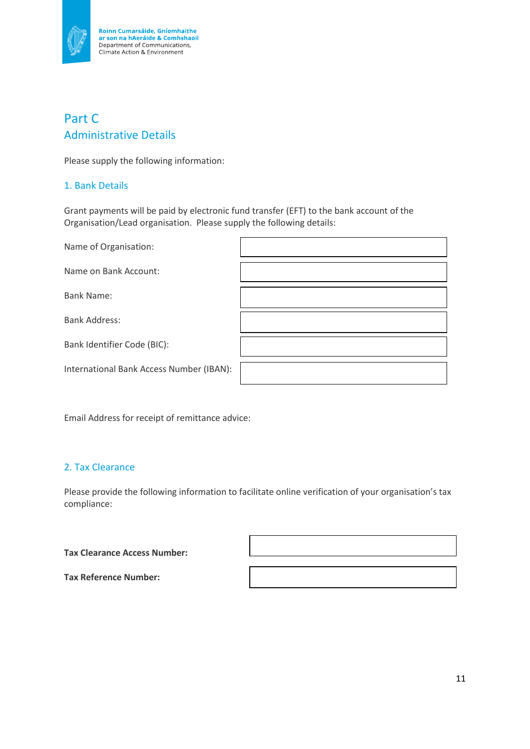## Part C
## Administrative Details

Please supply the following information:

### 1. Bank Details

Grant payments will be paid by electronic fund transfer (EFT) to the bank account of the Organisation/Lead organisation. Please supply the following details:

| | |
|---|---|
| Name of Organisation: | |
| Name on Bank Account: | |
| Bank Name: | |
| Bank Address: | |
| Bank Identifier Code (BIC): | |
| International Bank Access Number (IBAN): | |

Email Address for receipt of remittance advice:

### 2. Tax Clearance

Please provide the following information to facilitate online verification of your organisation's tax compliance:

| | |
|---|---|
| **Tax Clearance Access Number:** | |
| **Tax Reference Number:** | |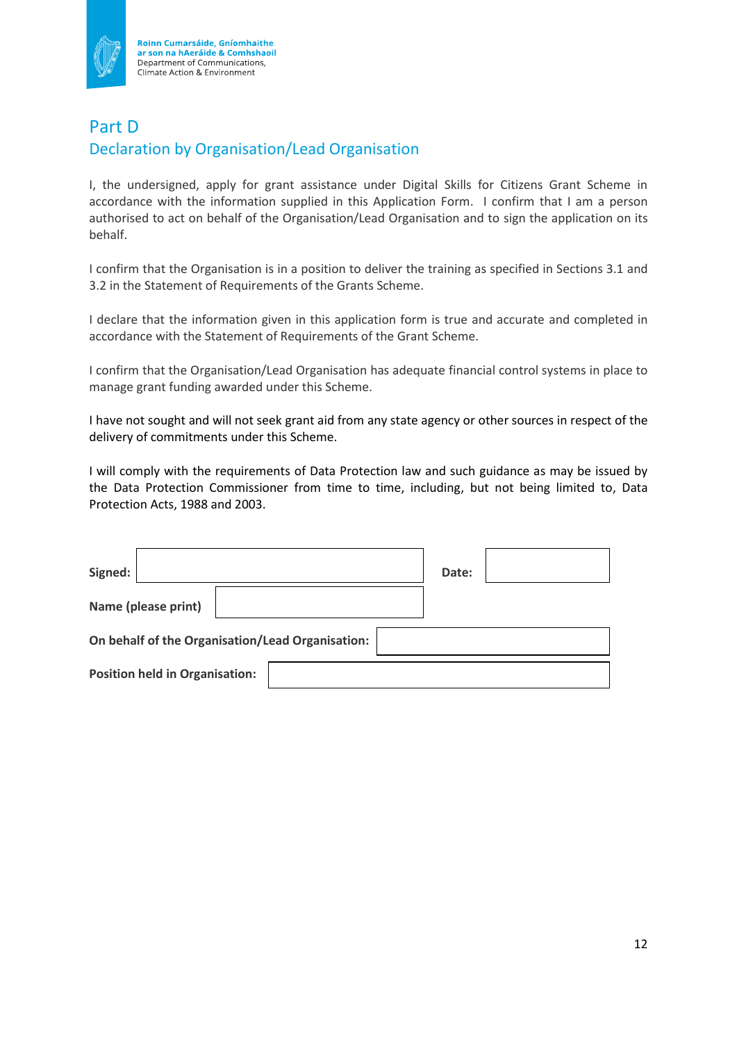## Part D

## Declaration by Organisation/Lead Organisation

I, the undersigned, apply for grant assistance under Digital Skills for Citizens Grant Scheme in accordance with the information supplied in this Application Form. I confirm that I am a person authorised to act on behalf of the Organisation/Lead Organisation and to sign the application on its behalf.

I confirm that the Organisation is in a position to deliver the training as specified in Sections 3.1 and 3.2 in the Statement of Requirements of the Grants Scheme.

I declare that the information given in this application form is true and accurate and completed in accordance with the Statement of Requirements of the Grant Scheme.

I confirm that the Organisation/Lead Organisation has adequate financial control systems in place to manage grant funding awarded under this Scheme.

I have not sought and will not seek grant aid from any state agency or other sources in respect of the delivery of commitments under this Scheme.

I will comply with the requirements of Data Protection law and such guidance as may be issued by the Data Protection Commissioner from time to time, including, but not being limited to, Data Protection Acts, 1988 and 2003.

**Signed:** ______________________ **Date:** __________

**Name (please print)** ______________________

**On behalf of the Organisation/Lead Organisation:** ______________________

**Position held in Organisation:** ______________________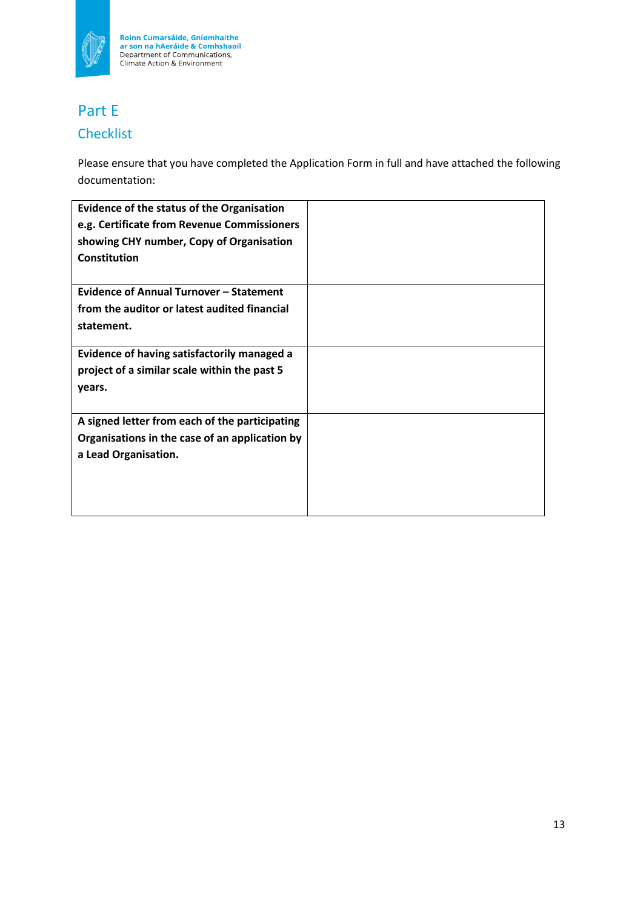# Part E

## Checklist

Please ensure that you have completed the Application Form in full and have attached the following documentation:

| | |
|---|---|
| **Evidence of the status of the Organisation e.g. Certificate from Revenue Commissioners showing CHY number, Copy of Organisation Constitution** | |
| **Evidence of Annual Turnover – Statement from the auditor or latest audited financial statement.** | |
| **Evidence of having satisfactorily managed a project of a similar scale within the past 5 years.** | |
| **A signed letter from each of the participating Organisations in the case of an application by a Lead Organisation.** | |